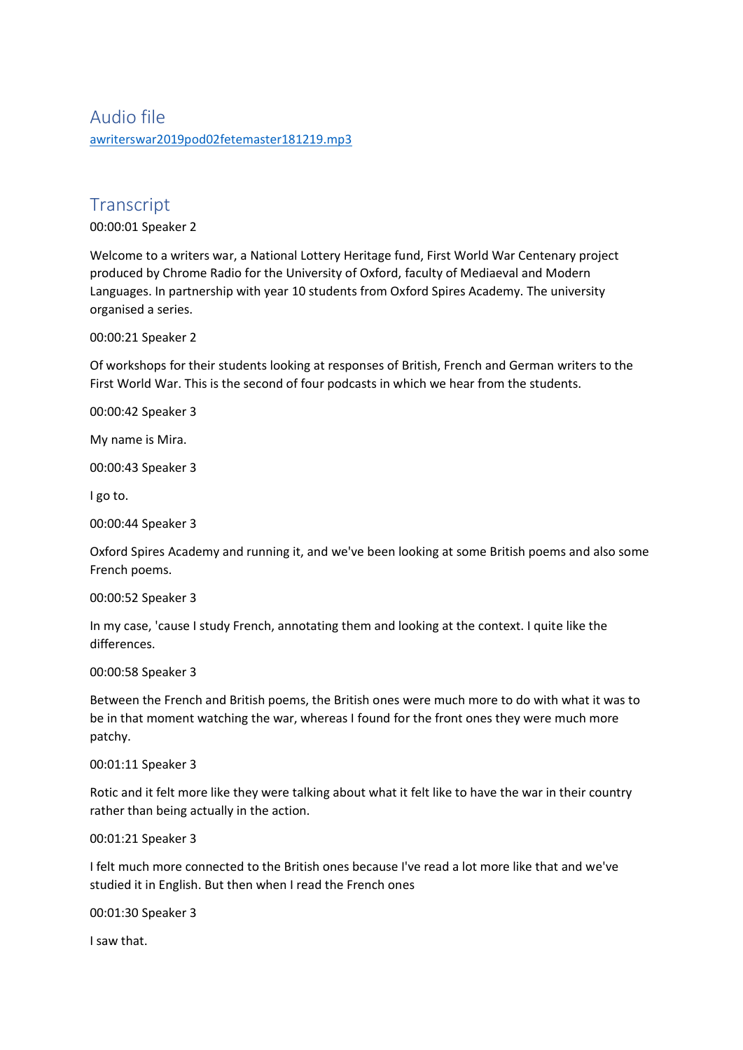## Audio file

awriterswar2019pod02fetemaster181219.mp3

## Transcript

00:00:01 Speaker 2

Welcome to a writers war, a National Lottery Heritage fund, First World War Centenary project produced by Chrome Radio for the University of Oxford, faculty of Mediaeval and Modern Languages. In partnership with year 10 students from Oxford Spires Academy. The university organised a series.

00:00:21 Speaker 2

Of workshops for their students looking at responses of British, French and German writers to the First World War. This is the second of four podcasts in which we hear from the students.

00:00:42 Speaker 3

My name is Mira.

00:00:43 Speaker 3

I go to.

00:00:44 Speaker 3

Oxford Spires Academy and running it, and we've been looking at some British poems and also some French poems.

00:00:52 Speaker 3

In my case, 'cause I study French, annotating them and looking at the context. I quite like the differences.

00:00:58 Speaker 3

Between the French and British poems, the British ones were much more to do with what it was to be in that moment watching the war, whereas I found for the front ones they were much more patchy.

00:01:11 Speaker 3

Rotic and it felt more like they were talking about what it felt like to have the war in their country rather than being actually in the action.

00:01:21 Speaker 3

I felt much more connected to the British ones because I've read a lot more like that and we've studied it in English. But then when I read the French ones

00:01:30 Speaker 3

I saw that.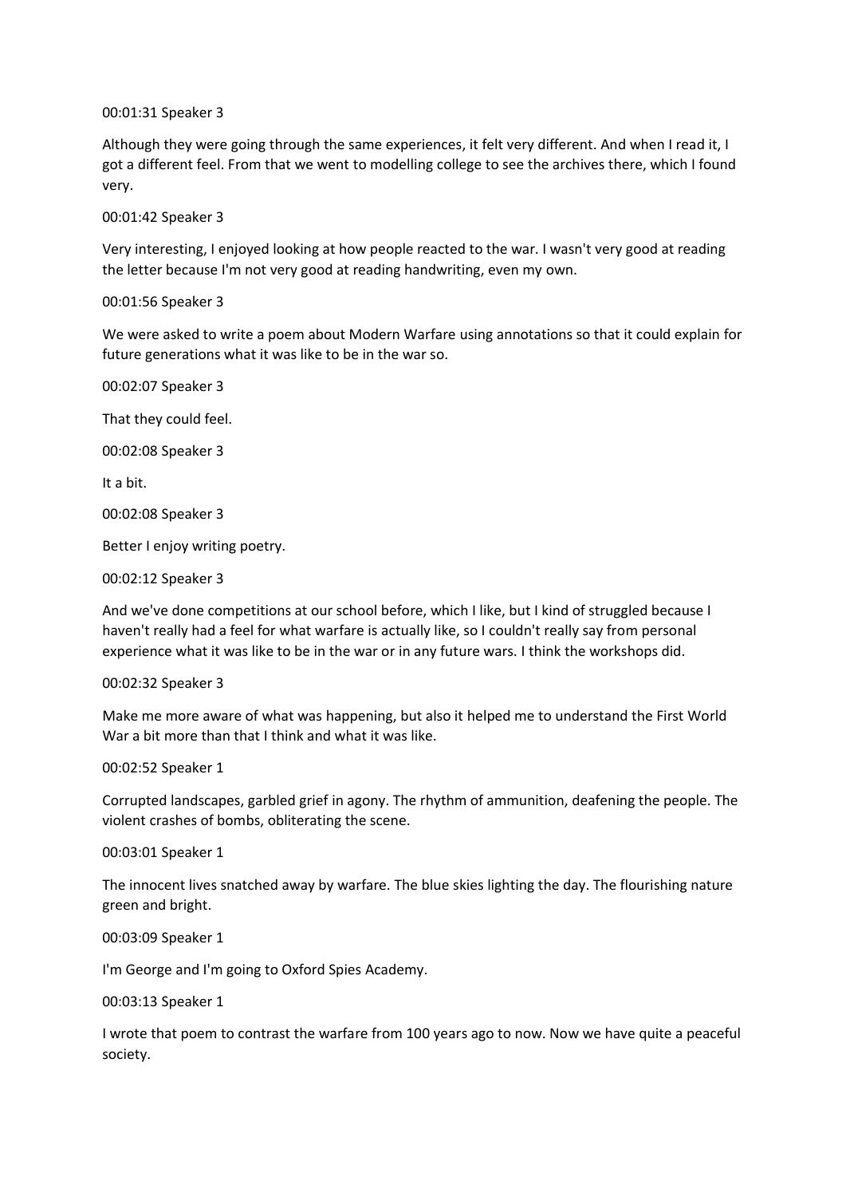00:01:31 Speaker 3

Although they were going through the same experiences, it felt very different. And when I read it, I got a different feel. From that we went to modelling college to see the archives there, which I found very.

00:01:42 Speaker 3

Very interesting, I enjoyed looking at how people reacted to the war. I wasn't very good at reading the letter because I'm not very good at reading handwriting, even my own.

00:01:56 Speaker 3

We were asked to write a poem about Modern Warfare using annotations so that it could explain for future generations what it was like to be in the war so.

00:02:07 Speaker 3

That they could feel.

00:02:08 Speaker 3

It a bit.

00:02:08 Speaker 3

Better I enjoy writing poetry.

00:02:12 Speaker 3

And we've done competitions at our school before, which I like, but I kind of struggled because I haven't really had a feel for what warfare is actually like, so I couldn't really say from personal experience what it was like to be in the war or in any future wars. I think the workshops did.

00:02:32 Speaker 3

Make me more aware of what was happening, but also it helped me to understand the First World War a bit more than that I think and what it was like.

00:02:52 Speaker 1

Corrupted landscapes, garbled grief in agony. The rhythm of ammunition, deafening the people. The violent crashes of bombs, obliterating the scene.

00:03:01 Speaker 1

The innocent lives snatched away by warfare. The blue skies lighting the day. The flourishing nature green and bright.

00:03:09 Speaker 1

I'm George and I'm going to Oxford Spies Academy.

00:03:13 Speaker 1

I wrote that poem to contrast the warfare from 100 years ago to now. Now we have quite a peaceful society.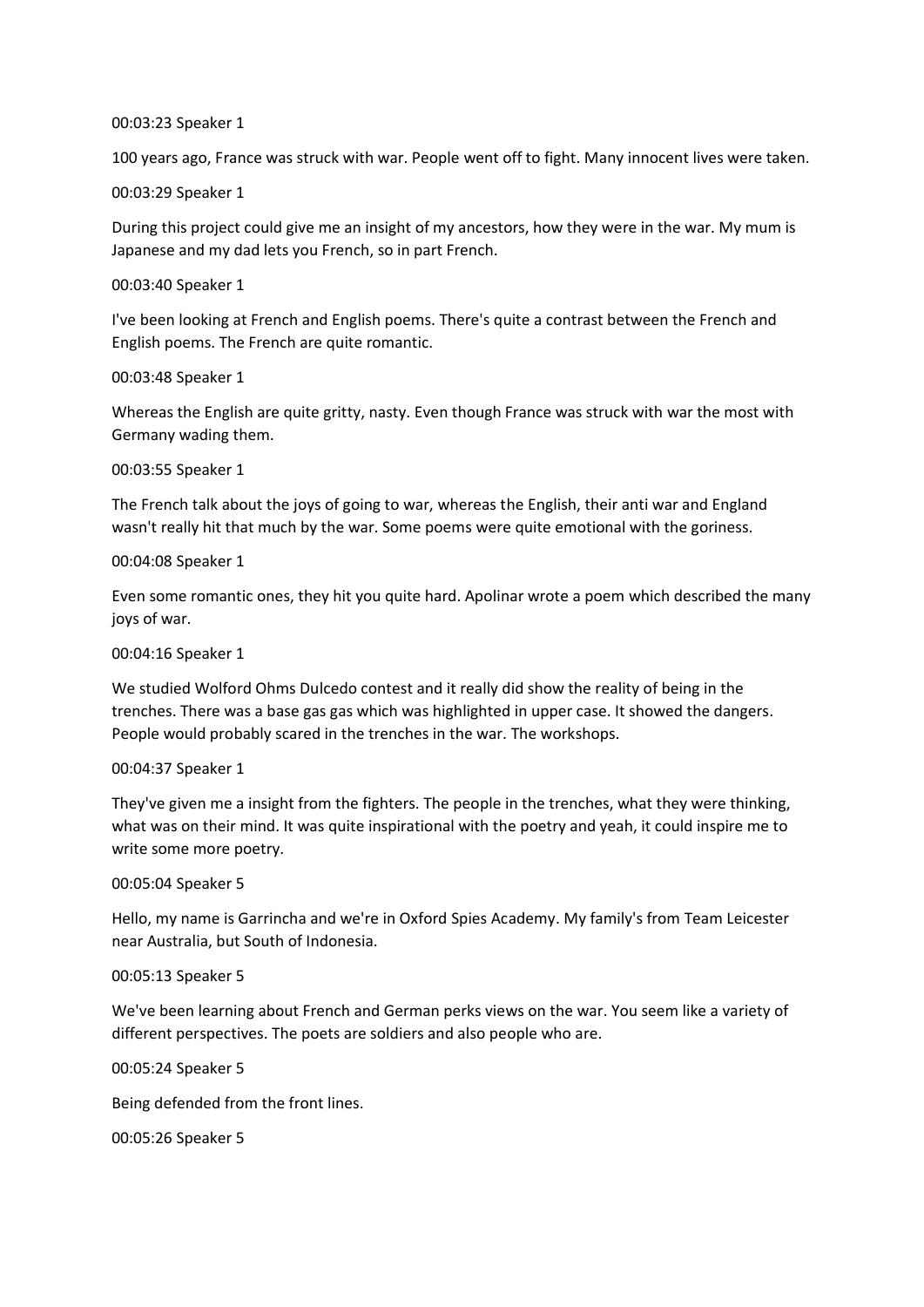00:03:23 Speaker 1

100 years ago, France was struck with war. People went off to fight. Many innocent lives were taken.

00:03:29 Speaker 1

During this project could give me an insight of my ancestors, how they were in the war. My mum is Japanese and my dad lets you French, so in part French.

00:03:40 Speaker 1

I've been looking at French and English poems. There's quite a contrast between the French and English poems. The French are quite romantic.

00:03:48 Speaker 1

Whereas the English are quite gritty, nasty. Even though France was struck with war the most with Germany wading them.

00:03:55 Speaker 1

The French talk about the joys of going to war, whereas the English, their anti war and England wasn't really hit that much by the war. Some poems were quite emotional with the goriness.

00:04:08 Speaker 1

Even some romantic ones, they hit you quite hard. Apolinar wrote a poem which described the many joys of war.

00:04:16 Speaker 1

We studied Wolford Ohms Dulcedo contest and it really did show the reality of being in the trenches. There was a base gas gas which was highlighted in upper case. It showed the dangers. People would probably scared in the trenches in the war. The workshops.

00:04:37 Speaker 1

They've given me a insight from the fighters. The people in the trenches, what they were thinking, what was on their mind. It was quite inspirational with the poetry and yeah, it could inspire me to write some more poetry.

00:05:04 Speaker 5

Hello, my name is Garrincha and we're in Oxford Spies Academy. My family's from Team Leicester near Australia, but South of Indonesia.

00:05:13 Speaker 5

We've been learning about French and German perks views on the war. You seem like a variety of different perspectives. The poets are soldiers and also people who are.

00:05:24 Speaker 5

Being defended from the front lines.

00:05:26 Speaker 5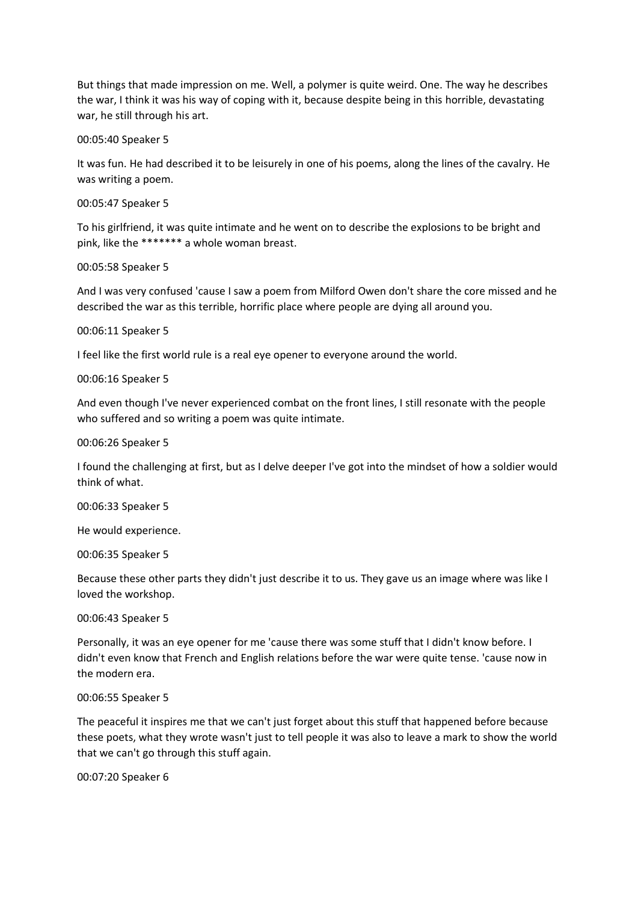But things that made impression on me. Well, a polymer is quite weird. One. The way he describes the war, I think it was his way of coping with it, because despite being in this horrible, devastating war, he still through his art.

00:05:40 Speaker 5

It was fun. He had described it to be leisurely in one of his poems, along the lines of the cavalry. He was writing a poem.

00:05:47 Speaker 5

To his girlfriend, it was quite intimate and he went on to describe the explosions to be bright and pink, like the ******* a whole woman breast.

00:05:58 Speaker 5

And I was very confused 'cause I saw a poem from Milford Owen don't share the core missed and he described the war as this terrible, horrific place where people are dying all around you.

00:06:11 Speaker 5

I feel like the first world rule is a real eye opener to everyone around the world.

00:06:16 Speaker 5

And even though I've never experienced combat on the front lines, I still resonate with the people who suffered and so writing a poem was quite intimate.

00:06:26 Speaker 5

I found the challenging at first, but as I delve deeper I've got into the mindset of how a soldier would think of what.

00:06:33 Speaker 5

He would experience.

00:06:35 Speaker 5

Because these other parts they didn't just describe it to us. They gave us an image where was like I loved the workshop.

00:06:43 Speaker 5

Personally, it was an eye opener for me 'cause there was some stuff that I didn't know before. I didn't even know that French and English relations before the war were quite tense. 'cause now in the modern era.

00:06:55 Speaker 5

The peaceful it inspires me that we can't just forget about this stuff that happened before because these poets, what they wrote wasn't just to tell people it was also to leave a mark to show the world that we can't go through this stuff again.

00:07:20 Speaker 6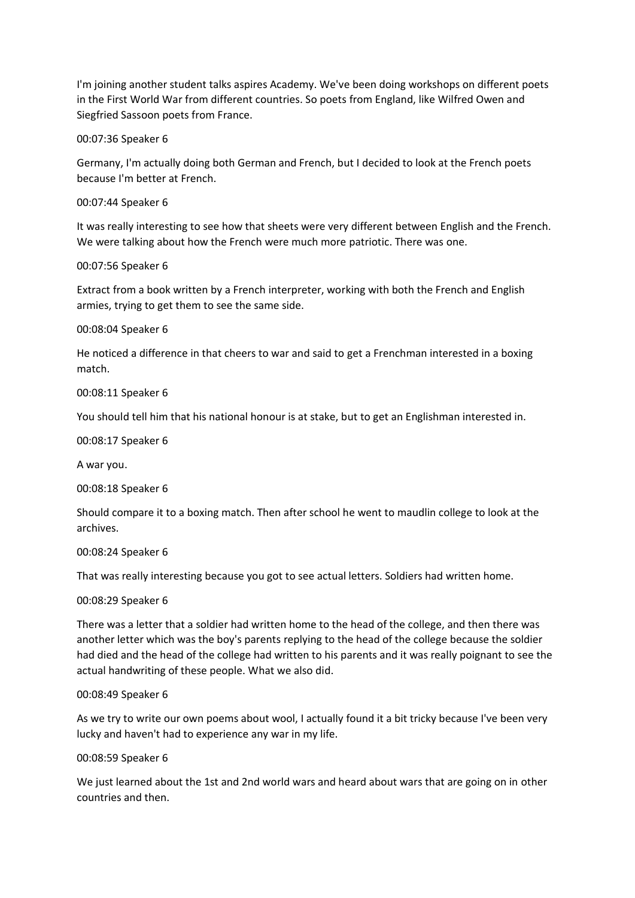I'm joining another student talks aspires Academy. We've been doing workshops on different poets in the First World War from different countries. So poets from England, like Wilfred Owen and Siegfried Sassoon poets from France.

00:07:36 Speaker 6

Germany, I'm actually doing both German and French, but I decided to look at the French poets because I'm better at French.

00:07:44 Speaker 6

It was really interesting to see how that sheets were very different between English and the French. We were talking about how the French were much more patriotic. There was one.

00:07:56 Speaker 6

Extract from a book written by a French interpreter, working with both the French and English armies, trying to get them to see the same side.

00:08:04 Speaker 6

He noticed a difference in that cheers to war and said to get a Frenchman interested in a boxing match.

00:08:11 Speaker 6

You should tell him that his national honour is at stake, but to get an Englishman interested in.

00:08:17 Speaker 6

A war you.

00:08:18 Speaker 6

Should compare it to a boxing match. Then after school he went to maudlin college to look at the archives.

00:08:24 Speaker 6

That was really interesting because you got to see actual letters. Soldiers had written home.

00:08:29 Speaker 6

There was a letter that a soldier had written home to the head of the college, and then there was another letter which was the boy's parents replying to the head of the college because the soldier had died and the head of the college had written to his parents and it was really poignant to see the actual handwriting of these people. What we also did.

00:08:49 Speaker 6

As we try to write our own poems about wool, I actually found it a bit tricky because I've been very lucky and haven't had to experience any war in my life.

00:08:59 Speaker 6

We just learned about the 1st and 2nd world wars and heard about wars that are going on in other countries and then.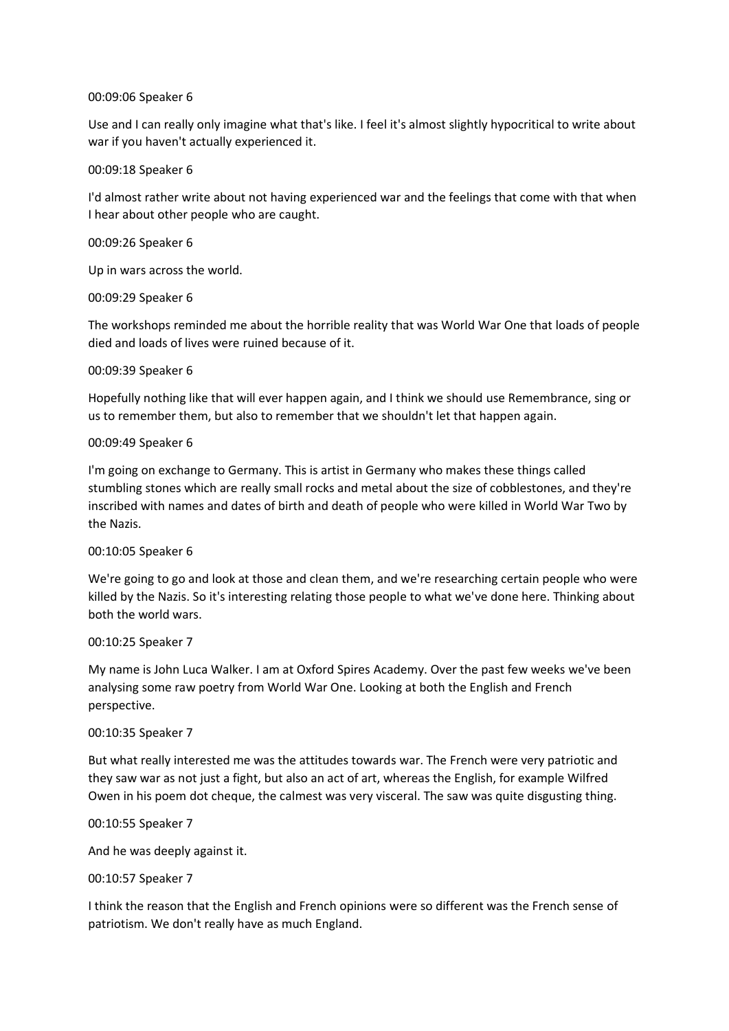00:09:06 Speaker 6

Use and I can really only imagine what that's like. I feel it's almost slightly hypocritical to write about war if you haven't actually experienced it.

00:09:18 Speaker 6

I'd almost rather write about not having experienced war and the feelings that come with that when I hear about other people who are caught.

00:09:26 Speaker 6

Up in wars across the world.

00:09:29 Speaker 6

The workshops reminded me about the horrible reality that was World War One that loads of people died and loads of lives were ruined because of it.

00:09:39 Speaker 6

Hopefully nothing like that will ever happen again, and I think we should use Remembrance, sing or us to remember them, but also to remember that we shouldn't let that happen again.

00:09:49 Speaker 6

I'm going on exchange to Germany. This is artist in Germany who makes these things called stumbling stones which are really small rocks and metal about the size of cobblestones, and they're inscribed with names and dates of birth and death of people who were killed in World War Two by the Nazis.

00:10:05 Speaker 6

We're going to go and look at those and clean them, and we're researching certain people who were killed by the Nazis. So it's interesting relating those people to what we've done here. Thinking about both the world wars.

00:10:25 Speaker 7

My name is John Luca Walker. I am at Oxford Spires Academy. Over the past few weeks we've been analysing some raw poetry from World War One. Looking at both the English and French perspective.

00:10:35 Speaker 7

But what really interested me was the attitudes towards war. The French were very patriotic and they saw war as not just a fight, but also an act of art, whereas the English, for example Wilfred Owen in his poem dot cheque, the calmest was very visceral. The saw was quite disgusting thing.

00:10:55 Speaker 7

And he was deeply against it.

00:10:57 Speaker 7

I think the reason that the English and French opinions were so different was the French sense of patriotism. We don't really have as much England.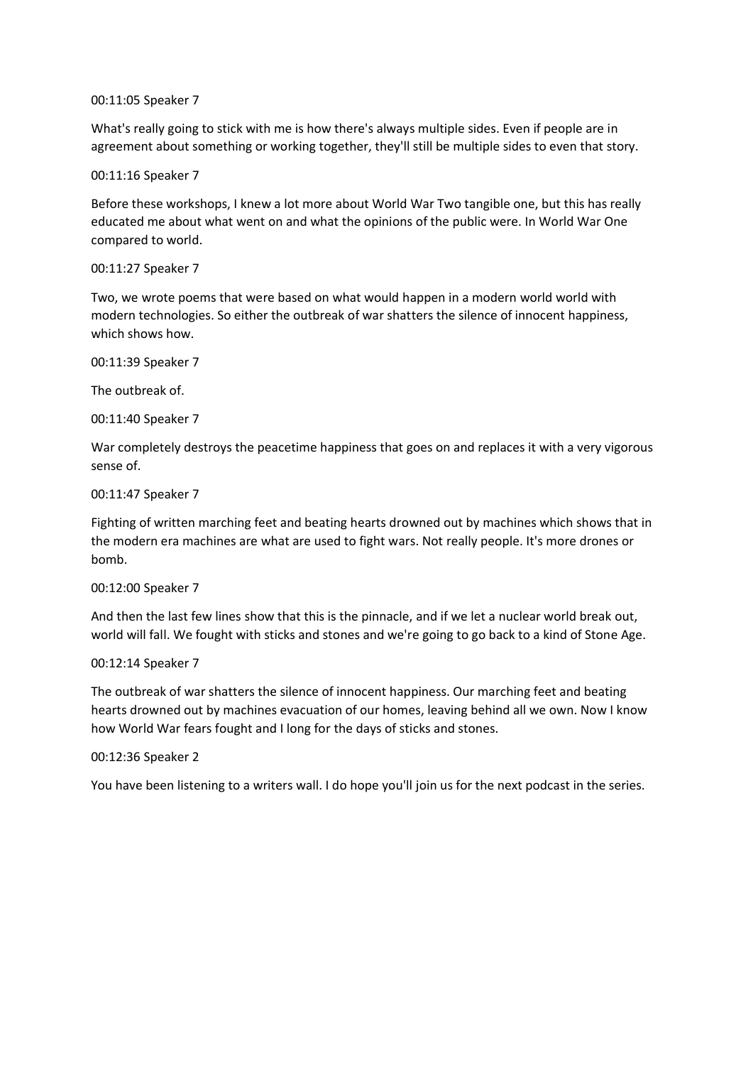00:11:05 Speaker 7

What's really going to stick with me is how there's always multiple sides. Even if people are in agreement about something or working together, they'll still be multiple sides to even that story.

00:11:16 Speaker 7

Before these workshops, I knew a lot more about World War Two tangible one, but this has really educated me about what went on and what the opinions of the public were. In World War One compared to world.

00:11:27 Speaker 7

Two, we wrote poems that were based on what would happen in a modern world world with modern technologies. So either the outbreak of war shatters the silence of innocent happiness, which shows how.

00:11:39 Speaker 7

The outbreak of.

00:11:40 Speaker 7

War completely destroys the peacetime happiness that goes on and replaces it with a very vigorous sense of.

00:11:47 Speaker 7

Fighting of written marching feet and beating hearts drowned out by machines which shows that in the modern era machines are what are used to fight wars. Not really people. It's more drones or bomb.

00:12:00 Speaker 7

And then the last few lines show that this is the pinnacle, and if we let a nuclear world break out, world will fall. We fought with sticks and stones and we're going to go back to a kind of Stone Age.

00:12:14 Speaker 7

The outbreak of war shatters the silence of innocent happiness. Our marching feet and beating hearts drowned out by machines evacuation of our homes, leaving behind all we own. Now I know how World War fears fought and I long for the days of sticks and stones.

00:12:36 Speaker 2

You have been listening to a writers wall. I do hope you'll join us for the next podcast in the series.